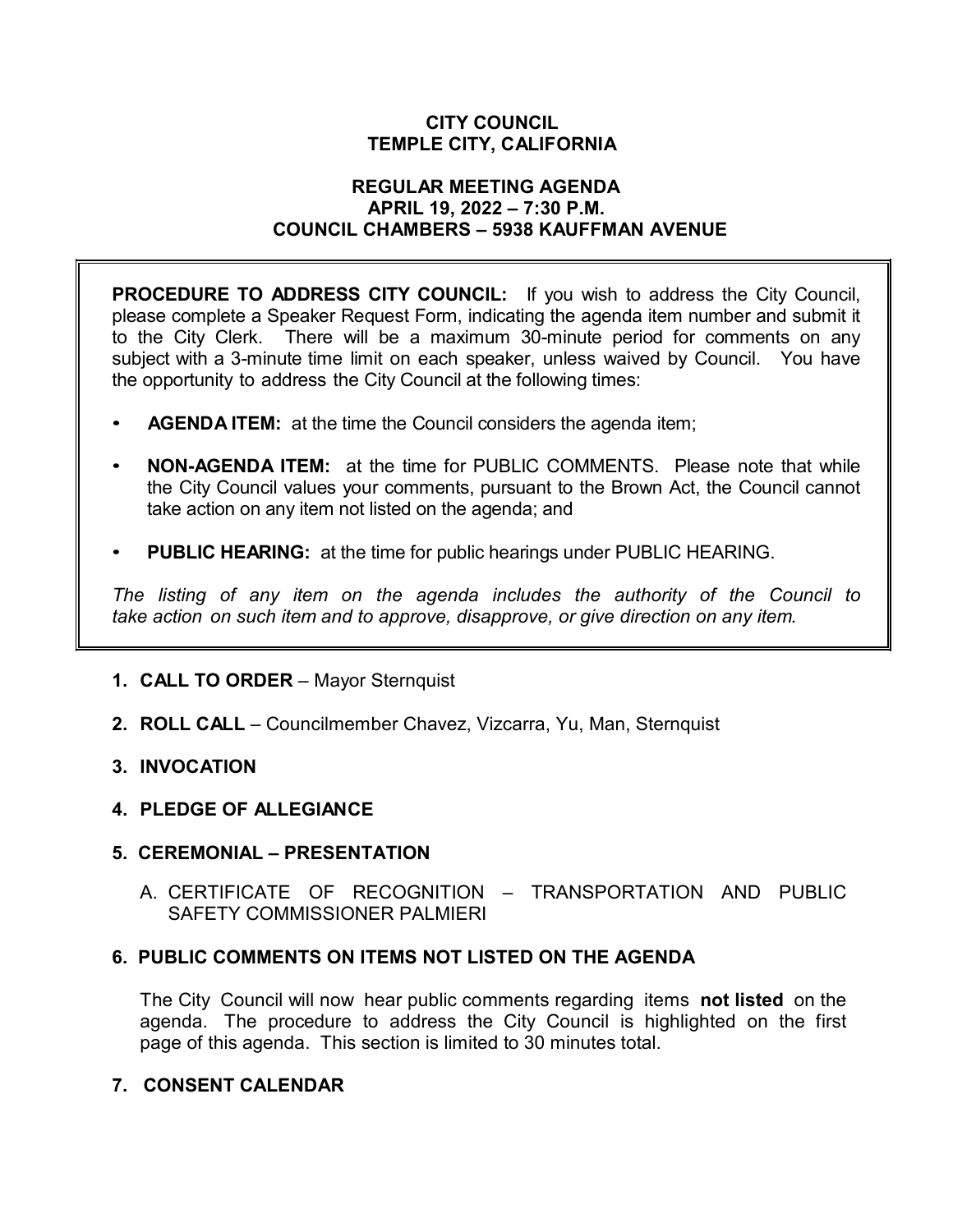# CITY COUNCIL
# TEMPLE CITY, CALIFORNIA

## REGULAR MEETING AGENDA
## APRIL 19, 2022 – 7:30 P.M.
## COUNCIL CHAMBERS – 5938 KAUFFMAN AVENUE

**PROCEDURE TO ADDRESS CITY COUNCIL:** If you wish to address the City Council, please complete a Speaker Request Form, indicating the agenda item number and submit it to the City Clerk. There will be a maximum 30-minute period for comments on any subject with a 3-minute time limit on each speaker, unless waived by Council. You have the opportunity to address the City Council at the following times:

- **AGENDA ITEM:** at the time the Council considers the agenda item;
- **NON-AGENDA ITEM:** at the time for PUBLIC COMMENTS. Please note that while the City Council values your comments, pursuant to the Brown Act, the Council cannot take action on any item not listed on the agenda; and
- **PUBLIC HEARING:** at the time for public hearings under PUBLIC HEARING.

*The listing of any item on the agenda includes the authority of the Council to take action on such item and to approve, disapprove, or give direction on any item.*

**1. CALL TO ORDER** – Mayor Sternquist

**2. ROLL CALL** – Councilmember Chavez, Vizcarra, Yu, Man, Sternquist

**3. INVOCATION**

**4. PLEDGE OF ALLEGIANCE**

**5. CEREMONIAL – PRESENTATION**

A. CERTIFICATE OF RECOGNITION – TRANSPORTATION AND PUBLIC SAFETY COMMISSIONER PALMIERI

**6. PUBLIC COMMENTS ON ITEMS NOT LISTED ON THE AGENDA**

The City Council will now hear public comments regarding items **not listed** on the agenda. The procedure to address the City Council is highlighted on the first page of this agenda. This section is limited to 30 minutes total.

**7. CONSENT CALENDAR**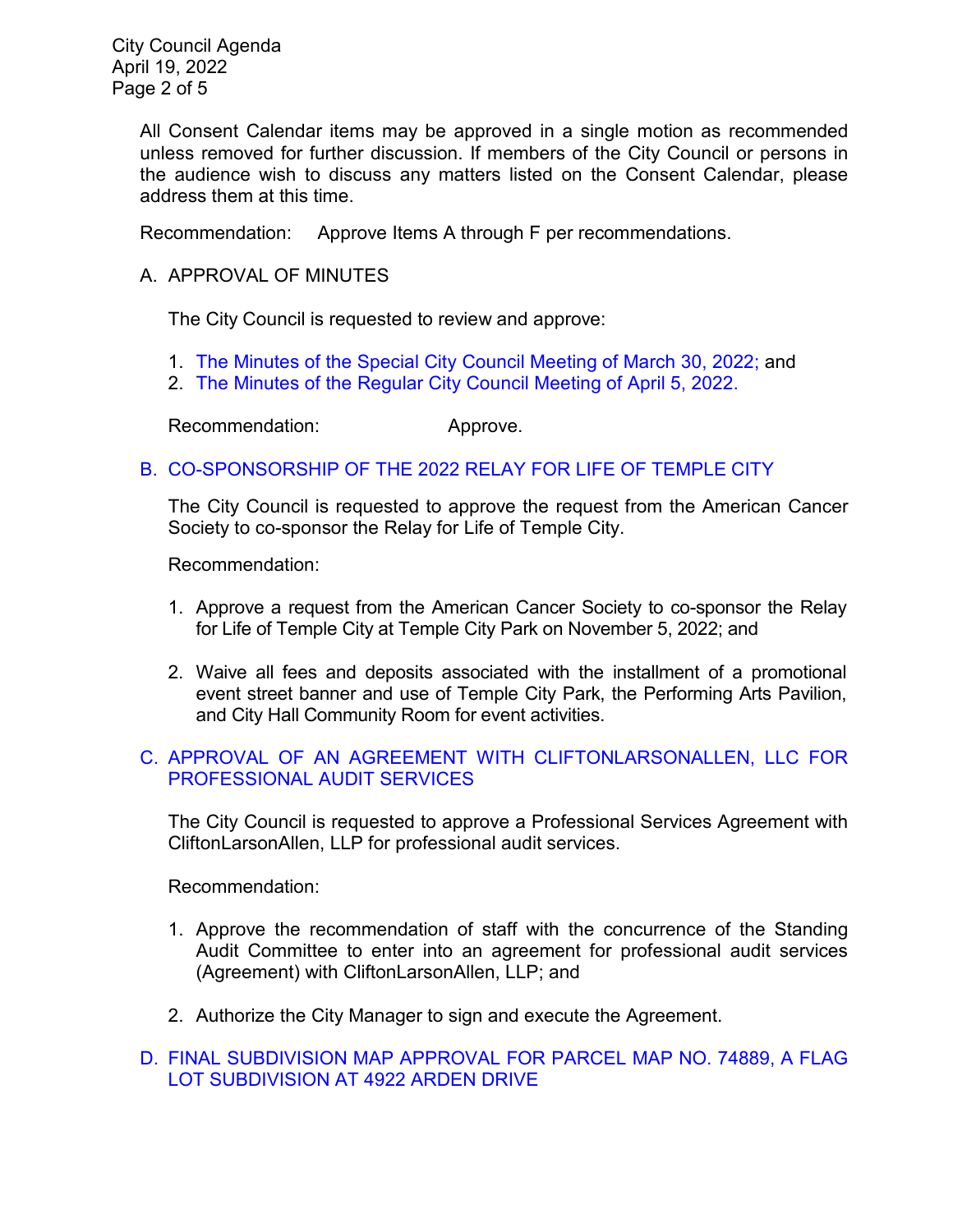All Consent Calendar items may be approved in a single motion as recommended unless removed for further discussion. If members of the City Council or persons in the audience wish to discuss any matters listed on the Consent Calendar, please address them at this time.

Recommendation: Approve Items A through F per recommendations.

A. APPROVAL OF MINUTES

The City Council is requested to review and approve:

1. The Minutes of the Special City Council Meeting of March 30, 2022; and
2. The Minutes of the Regular City Council Meeting of April 5, 2022.

Recommendation: Approve.

B. CO-SPONSORSHIP OF THE 2022 RELAY FOR LIFE OF TEMPLE CITY

The City Council is requested to approve the request from the American Cancer Society to co-sponsor the Relay for Life of Temple City.

Recommendation:

1. Approve a request from the American Cancer Society to co-sponsor the Relay for Life of Temple City at Temple City Park on November 5, 2022; and

2. Waive all fees and deposits associated with the installment of a promotional event street banner and use of Temple City Park, the Performing Arts Pavilion, and City Hall Community Room for event activities.

C. APPROVAL OF AN AGREEMENT WITH CLIFTONLARSONALLEN, LLC FOR PROFESSIONAL AUDIT SERVICES

The City Council is requested to approve a Professional Services Agreement with CliftonLarsonAllen, LLP for professional audit services.

Recommendation:

1. Approve the recommendation of staff with the concurrence of the Standing Audit Committee to enter into an agreement for professional audit services (Agreement) with CliftonLarsonAllen, LLP; and

2. Authorize the City Manager to sign and execute the Agreement.

D. FINAL SUBDIVISION MAP APPROVAL FOR PARCEL MAP NO. 74889, A FLAG LOT SUBDIVISION AT 4922 ARDEN DRIVE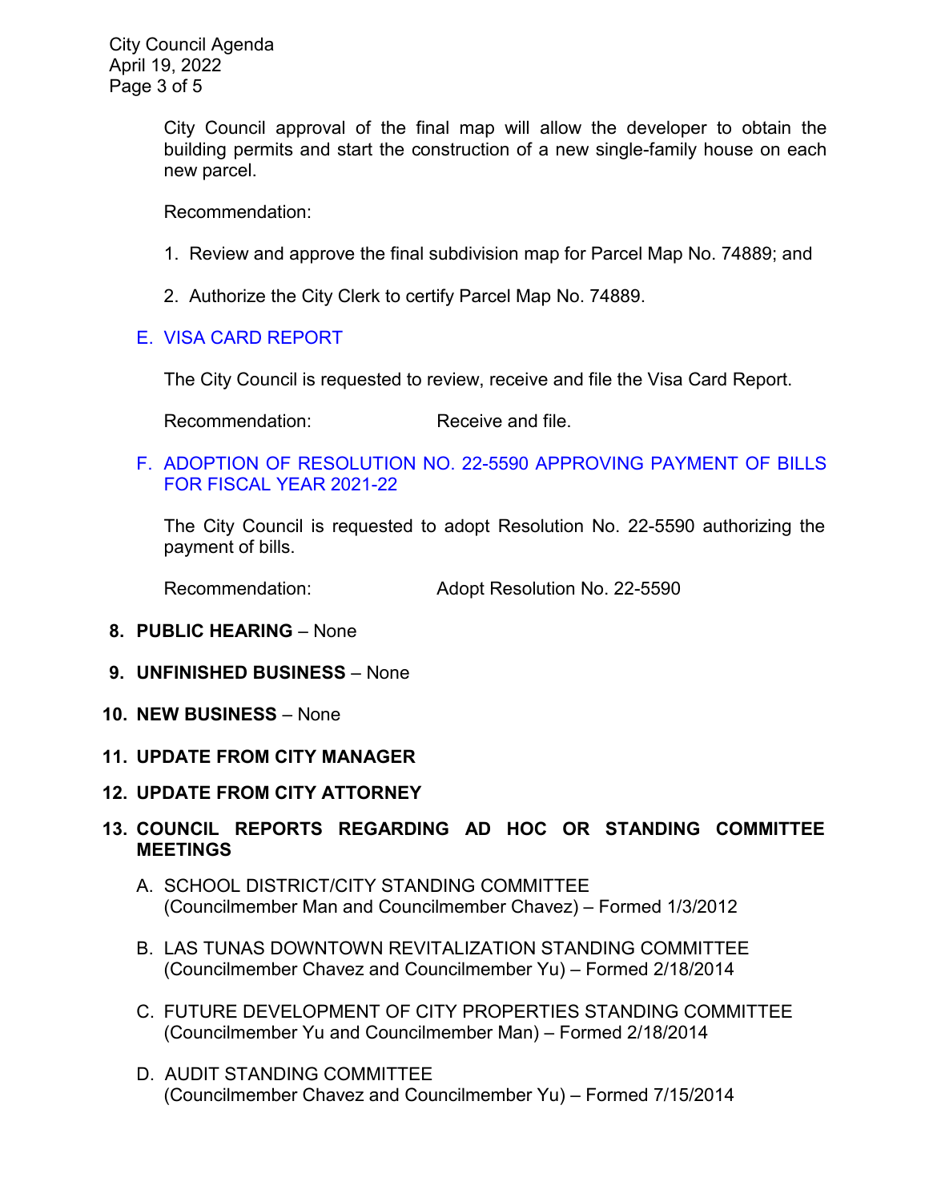City Council approval of the final map will allow the developer to obtain the building permits and start the construction of a new single-family house on each new parcel.

Recommendation:

1. Review and approve the final subdivision map for Parcel Map No. 74889; and

2. Authorize the City Clerk to certify Parcel Map No. 74889.

E. VISA CARD REPORT

The City Council is requested to review, receive and file the Visa Card Report.

Recommendation: Receive and file.

F. ADOPTION OF RESOLUTION NO. 22-5590 APPROVING PAYMENT OF BILLS FOR FISCAL YEAR 2021-22

The City Council is requested to adopt Resolution No. 22-5590 authorizing the payment of bills.

Recommendation: Adopt Resolution No. 22-5590

**8. PUBLIC HEARING** – None

**9. UNFINISHED BUSINESS** – None

**10. NEW BUSINESS** – None

**11. UPDATE FROM CITY MANAGER**

**12. UPDATE FROM CITY ATTORNEY**

**13. COUNCIL REPORTS REGARDING AD HOC OR STANDING COMMITTEE MEETINGS**

A. SCHOOL DISTRICT/CITY STANDING COMMITTEE
(Councilmember Man and Councilmember Chavez) – Formed 1/3/2012

B. LAS TUNAS DOWNTOWN REVITALIZATION STANDING COMMITTEE
(Councilmember Chavez and Councilmember Yu) – Formed 2/18/2014

C. FUTURE DEVELOPMENT OF CITY PROPERTIES STANDING COMMITTEE
(Councilmember Yu and Councilmember Man) – Formed 2/18/2014

D. AUDIT STANDING COMMITTEE
(Councilmember Chavez and Councilmember Yu) – Formed 7/15/2014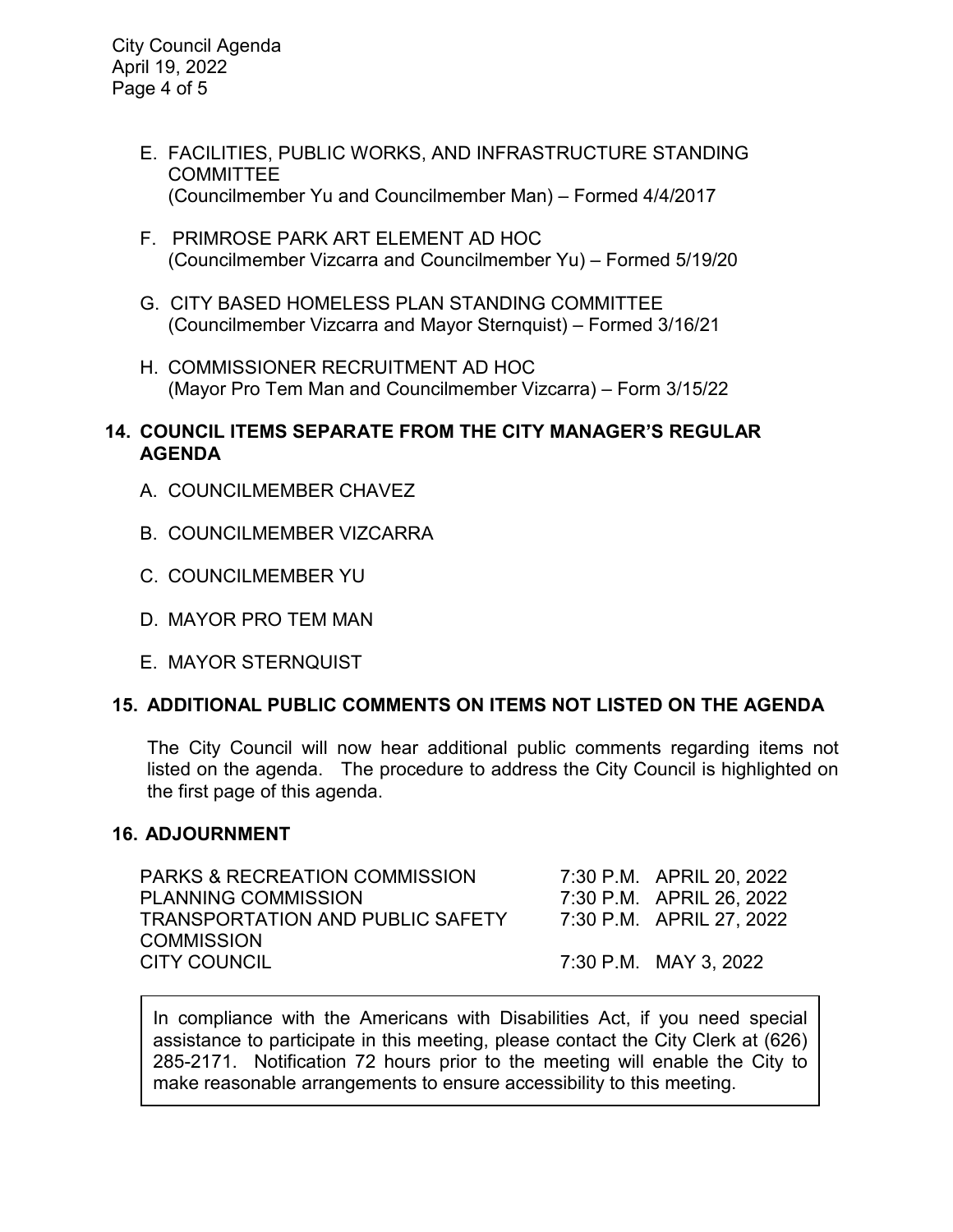E. FACILITIES, PUBLIC WORKS, AND INFRASTRUCTURE STANDING COMMITTEE
   (Councilmember Yu and Councilmember Man) – Formed 4/4/2017

F. PRIMROSE PARK ART ELEMENT AD HOC
   (Councilmember Vizcarra and Councilmember Yu) – Formed 5/19/20

G. CITY BASED HOMELESS PLAN STANDING COMMITTEE
   (Councilmember Vizcarra and Mayor Sternquist) – Formed 3/16/21

H. COMMISSIONER RECRUITMENT AD HOC
   (Mayor Pro Tem Man and Councilmember Vizcarra) – Form 3/15/22

## 14. COUNCIL ITEMS SEPARATE FROM THE CITY MANAGER'S REGULAR AGENDA

A. COUNCILMEMBER CHAVEZ

B. COUNCILMEMBER VIZCARRA

C. COUNCILMEMBER YU

D. MAYOR PRO TEM MAN

E. MAYOR STERNQUIST

## 15. ADDITIONAL PUBLIC COMMENTS ON ITEMS NOT LISTED ON THE AGENDA

The City Council will now hear additional public comments regarding items not listed on the agenda. The procedure to address the City Council is highlighted on the first page of this agenda.

## 16. ADJOURNMENT

| | |
|---|---|
| PARKS & RECREATION COMMISSION | 7:30 P.M. APRIL 20, 2022 |
| PLANNING COMMISSION | 7:30 P.M. APRIL 26, 2022 |
| TRANSPORTATION AND PUBLIC SAFETY COMMISSION | 7:30 P.M. APRIL 27, 2022 |
| CITY COUNCIL | 7:30 P.M. MAY 3, 2022 |

In compliance with the Americans with Disabilities Act, if you need special assistance to participate in this meeting, please contact the City Clerk at (626) 285-2171. Notification 72 hours prior to the meeting will enable the City to make reasonable arrangements to ensure accessibility to this meeting.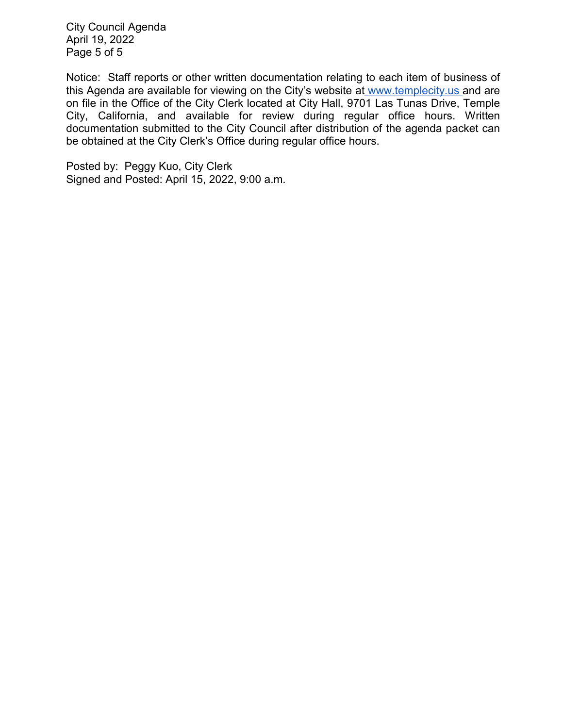Notice: Staff reports or other written documentation relating to each item of business of this Agenda are available for viewing on the City's website at www.templecity.us and are on file in the Office of the City Clerk located at City Hall, 9701 Las Tunas Drive, Temple City, California, and available for review during regular office hours. Written documentation submitted to the City Council after distribution of the agenda packet can be obtained at the City Clerk's Office during regular office hours.

Posted by: Peggy Kuo, City Clerk
Signed and Posted: April 15, 2022, 9:00 a.m.